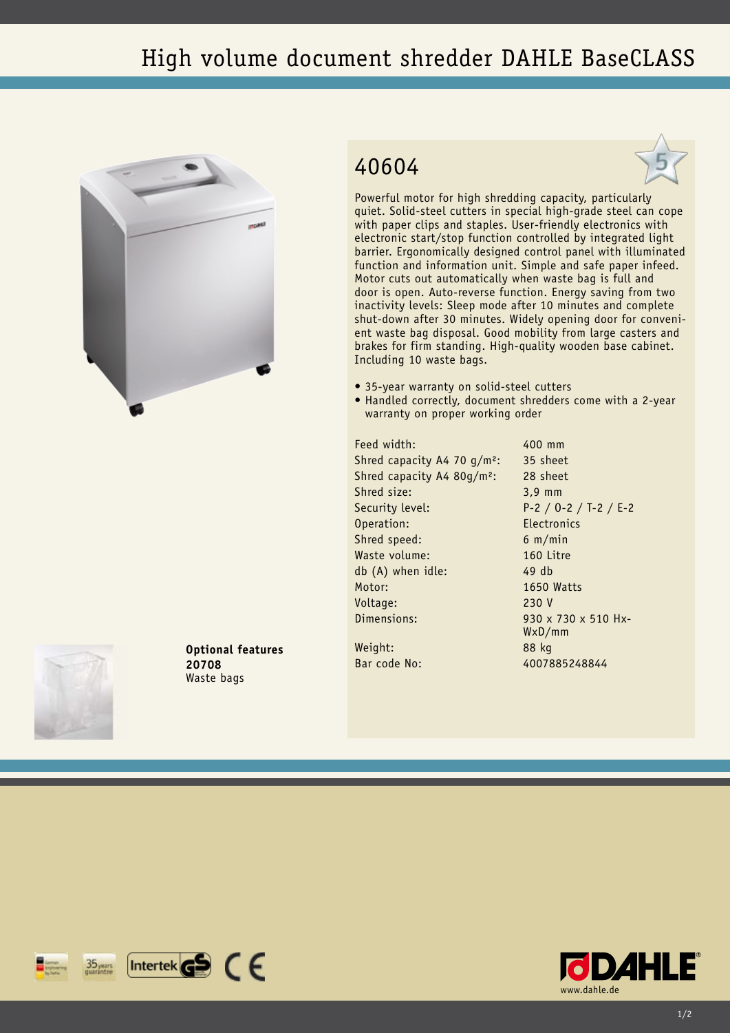# High volume document shredder DAHLE BaseCLASS

## 40604

Powerful motor for high shredding capacity, particularly quiet. Solid-steel cutters in special high-grade steel can cope with paper clips and staples. User-friendly electronics with electronic start/stop function controlled by integrated light barrier. Ergonomically designed control panel with illuminated function and information unit. Simple and safe paper infeed. Motor cuts out automatically when waste bag is full and door is open. Auto-reverse function. Energy saving from two inactivity levels: Sleep mode after 10 minutes and complete shut-down after 30 minutes. Widely opening door for convenient waste bag disposal. Good mobility from large casters and brakes for firm standing. High-quality wooden base cabinet. Including 10 waste bags.

- 35-year warranty on solid-steel cutters
- Handled correctly, document shredders come with a 2-year warranty on proper working order

| | |
|---|---|
| Feed width: | 400 mm |
| Shred capacity A4 70 g/m²: | 35 sheet |
| Shred capacity A4 80g/m²: | 28 sheet |
| Shred size: | 3,9 mm |
| Security level: | P-2 / O-2 / T-2 / E-2 |
| Operation: | Electronics |
| Shred speed: | 6 m/min |
| Waste volume: | 160 Litre |
| db (A) when idle: | 49 db |
| Motor: | 1650 Watts |
| Voltage: | 230 V |
| Dimensions: | 930 x 730 x 510 HxWxD/mm |
| Weight: | 88 kg |
| Bar code No: | 4007885248844 |

**Optional features**
**20708**
Waste bags

www.dahle.de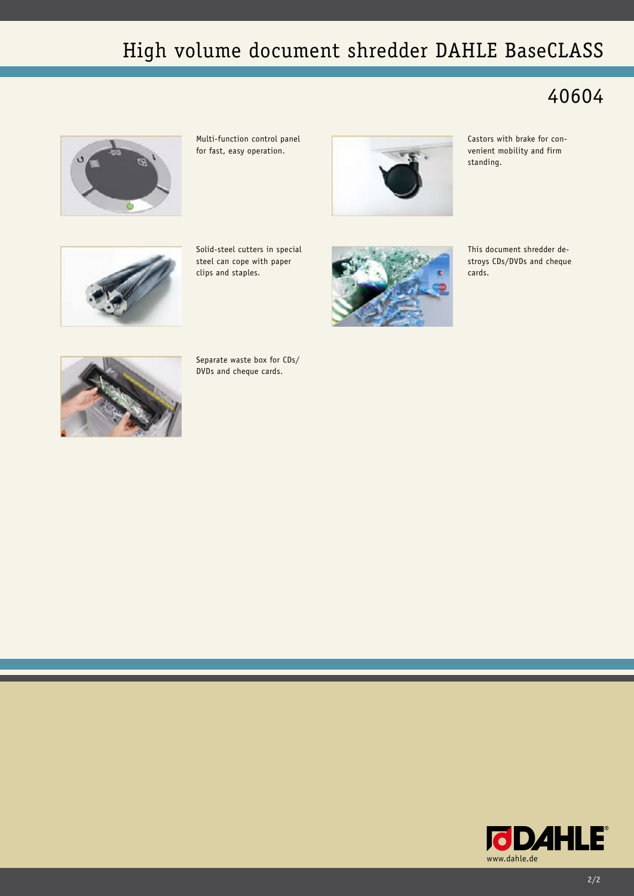# High volume document shredder DAHLE BaseCLASS

## 40604

Multi-function control panel for fast, easy operation.

Castors with brake for convenient mobility and firm standing.

Solid-steel cutters in special steel can cope with paper clips and staples.

This document shredder destroys CDs/DVDs and cheque cards.

Separate waste box for CDs/DVDs and cheque cards.

www.dahle.de